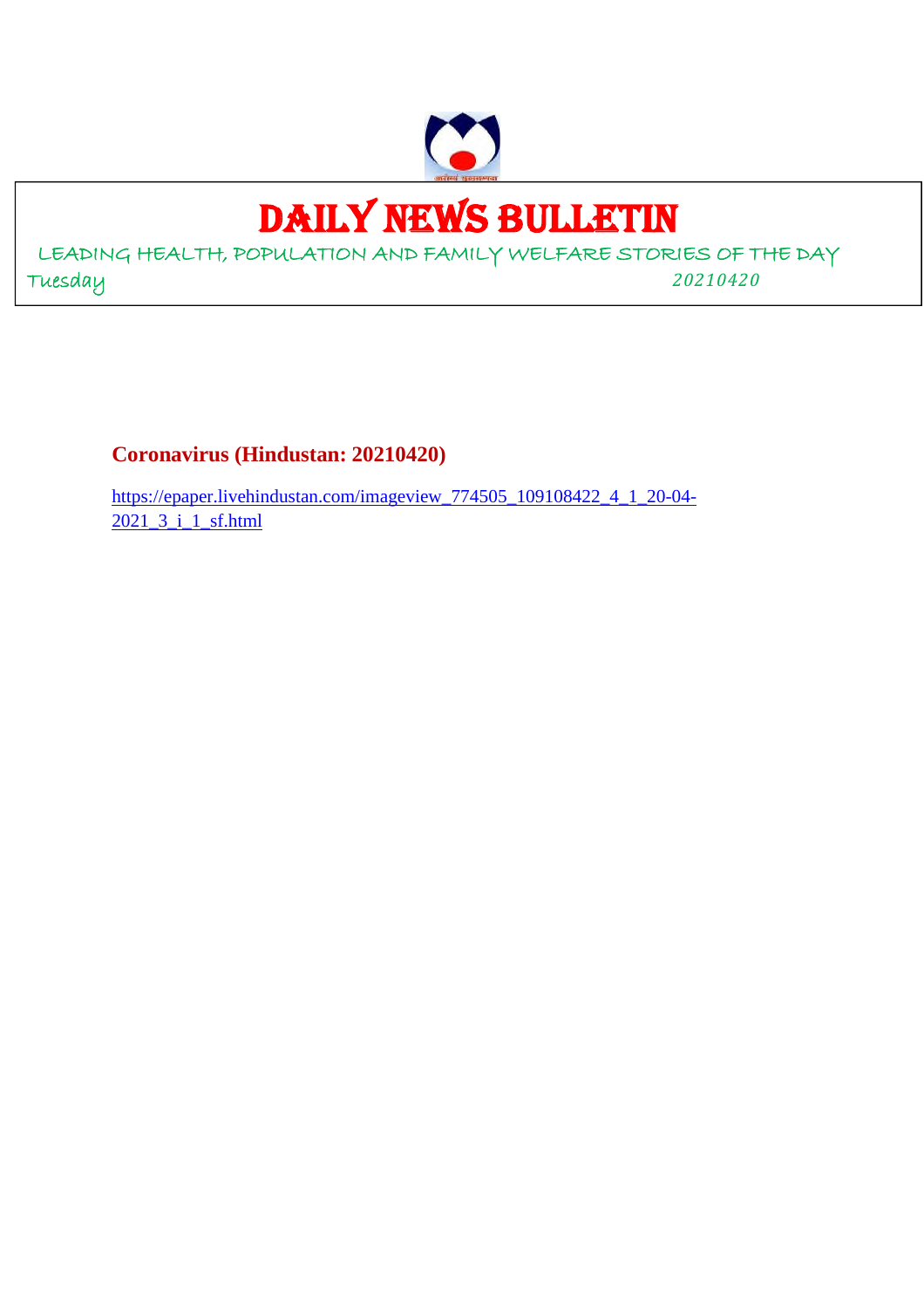# DAILY NEWS BULLETIN

LEADING HEALTH, POPULATION AND FAMILY WELFARE STORIES OF THE DAY

Tuesday *20210420*

**Coronavirus (Hindustan: 20210420)**

https://epaper.livehindustan.com/imageview_774505_109108422_4_1_20-04-2021_3_i_1_sf.html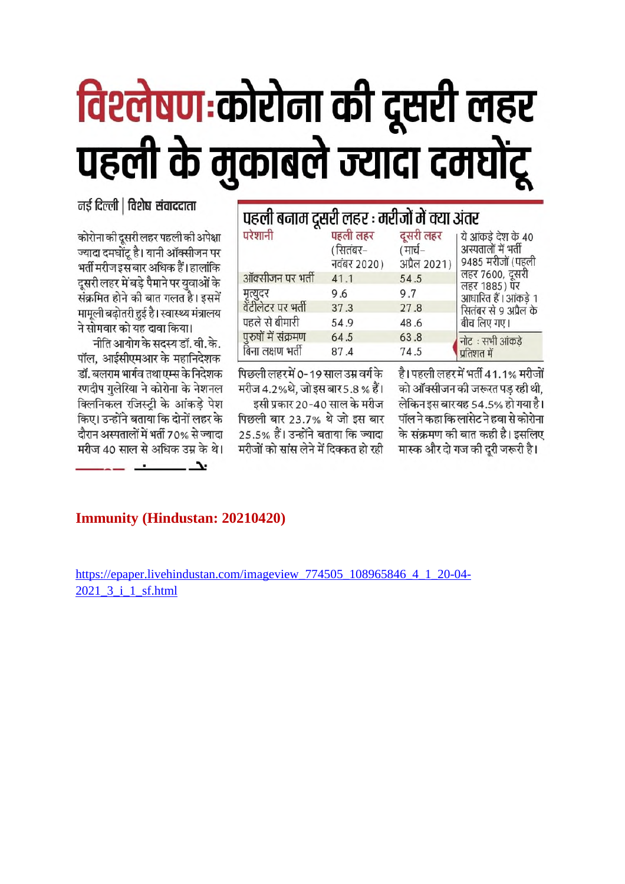# विश्लेषण:कोरोना की दूसरी लहर पहली के मुकाबले ज्यादा दमघोंटू

नई दिल्ली | विशेष संवाददाता

कोरोना की दूसरी लहर पहली की अपेक्षा ज्यादा दमघोंटू है। यानी ऑक्सीजन पर भर्ती मरीज इस बार अधिक हैं। हालांकि दूसरी लहर में बड़े पैमाने पर युवाओं के संक्रमित होने की बात गलत है। इसमें मामूली बढ़ोतरी हुई है। स्वास्थ्य मंत्रालय ने सोमवार को यह दावा किया।

नीति आयोग के सदस्य डॉ. वी. के. पॉल, आईसीएमआर के महानिदेशक डॉ. बलराम भार्गव तथा एम्स के निदेशक रणदीप गुलेरिया ने कोरोना के नेशनल क्लिनिकल रजिस्ट्री के आंकड़े पेश किए। उन्होंने बताया कि दोनों लहर के दौरान अस्पतालों में भर्ती 70% से ज्यादा मरीज 40 साल से अधिक उम्र के थे।

## पहली बनाम दूसरी लहर : मरीजों में क्या अंतर

| परेशानी | पहली लहर (सितंबर–नवंबर 2020) | दूसरी लहर (मार्च–अप्रैल 2021) |
|---|---|---|
| ऑक्सीजन पर भर्ती | 41.1 | 54.5 |
| मृत्युदर | 9.6 | 9.7 |
| वेंटीलेटर पर भर्ती | 37.3 | 27.8 |
| पहले से बीमारी | 54.9 | 48.6 |
| पुरुषों में संक्रमण | 64.5 | 63.8 |
| बिना लक्षण भर्ती | 87.4 | 74.5 |

ये आंकड़े देश के 40 अस्पतालों में भर्ती 9485 मरीजों (पहली लहर 7600, दूसरी लहर 1885) पर आधारित हैं। आंकड़े 1 सितंबर से 9 अप्रैल के बीच लिए गए।

नोट : सभी आंकड़े प्रतिशत में

पिछली लहर में 0-19 साल उम्र वर्ग के मरीज 4.2% थे, जो इस बार 5.8 % हैं।

इसी प्रकार 20-40 साल के मरीज पिछली बार 23.7% थे जो इस बार 25.5% हैं। उन्होंने बताया कि ज्यादा मरीजों को सांस लेने में दिक्कत हो रही है। पहली लहर में भर्ती 41.1% मरीजों को ऑक्सीजन की जरूरत पड़ रही थी, लेकिन इस बार यह 54.5% हो गया है। पॉल ने कहा कि लांसेट ने हवा से कोरोना के संक्रमण की बात कही है। इसलिए मास्क और दो गज की दूरी जरूरी है।

**Immunity (Hindustan: 20210420)**

https://epaper.livehindustan.com/imageview_774505_108965846_4_1_20-04-2021_3_i_1_sf.html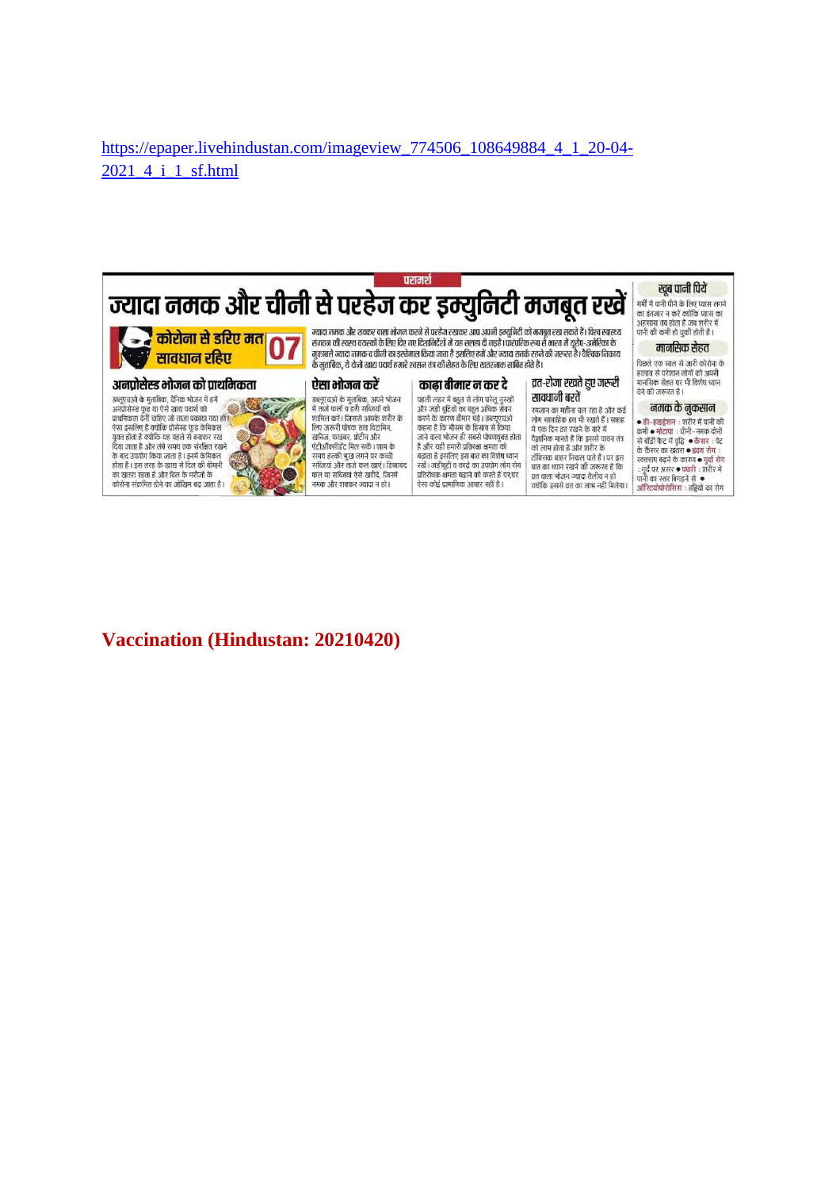https://epaper.livehindustan.com/imageview_774506_108649884_4_1_20-04-2021_4_i_1_sf.html

परामर्श

# ज्यादा नमक और चीनी से परहेज कर इम्युनिटी मजबूत रखें

**कोरोना से डरिए मत सावधान रहिए 07**

ज्यादा नमक और शक्कर वाला भोजन करने से परहेज रखकर आप अपनी इम्युनिटी को मजबूत रख सकते हैं। विश्व स्वास्थ्य संगठन की स्वस्थ वयस्कों के लिए दिए गए दिशानिर्देशों में यह सलाह दी गई है। पारंपरिक रूप से भारत में यूरोप-अमेरिका के मुकाबले ज्यादा नमक व चीनी का इस्तेमाल किया जाता है इसलिए हमें और ज्यादा सतर्क रहने की जरूरत है। वैश्विक निकाय के मुताबिक, ये दोनों खाद्य पदार्थ हमारे श्वसन तंत्र की सेहत के लिए खतरनाक साबित होते हैं।

## अनप्रोसेस्ड भोजन को प्राथमिकता

डब्ल्यूएचओ के मुताबिक, दैनिक भोजन में हमें अनप्रोसेस्ड फूड या ऐसे खाद्य पदार्थ को प्राथमिकता देनी चाहिए जो ताजा पकाया गया हो। ऐसा इसलिए है क्योंकि प्रोसेस्ड फूड केमिकल युक्त होता है क्योंकि यह पहले से बनाकर रख दिया जाता है और लंबे समय तक संरक्षित रखने के बाद उपयोग किया जाता है। इनमें केमिकल होता है। इस तरह के खाद्य से दिल की बीमारी का खतरा रहता है और दिल के मरीजों के कोरोना संक्रमित होने का जोखिम बढ़ जाता है।

## ऐसा भोजन करें

डब्ल्यूएचओ के मुताबिक, अपने भोजन में ताजे फलों व हरी सब्जियों को शामिल करें। जिससे आपके शरीर के लिए जरूरी पोषक तत्व विटामिन, खनिज, फाइबर, प्रोटीन और एंटीऑक्सीडेंट मिल सकें। शाम के समय हल्की भूख लगने पर कच्ची सब्जियां और ताजे फल खाएं। डिब्बाबंद फल या सब्जियां ऐसे खरीदें, जिनमें नमक और शक्कर ज्यादा न हो।

## काढ़ा बीमार न कर दे

पहली लहर में बहुत से लोग घरेलू नुस्खों और जड़ी बूटियों का बहुत अधिक सेवन करने के कारण बीमार पड़े। डब्ल्यूएचओ कहना है कि मौसम के हिसाब से किया जाने वाला भोजन ही सबसे पोषणयुक्त होता है और यही हमारी प्रतिरक्षा क्षमता को बढ़ाता है इसलिए इस बात का विशेष ध्यान रखें। जड़ीबूटी व काढ़े का उपयोग लोग रोग प्रतिरोधक क्षमता बढ़ाने को करते हैं पर,पर ऐसा कोई प्रामाणिक आधार नहीं है।

## व्रत-रोजा रखते हुए जरूरी सावधानी बरतें

रमजान का महीना चल रहा है और कई लोग साप्ताहिक व्रत भी रखते हैं। सप्ताह में एक दिन व्रत रखने के बारे में वैज्ञानिक मानते हैं कि इससे पाचन तंत्र को लाभ होता है और शरीर के टॉक्सिक बाहर निकल पाते हैं। पर इस बात का ध्यान रखने की जरूरत है कि व्रत वाला भोजन ज्यादा तैलीय न हो क्योंकि इससे व्रत का लाभ नहीं मिलेगा।

## खूब पानी पियें

गर्मी में पानी पीने के लिए प्यास लगने का इंतजार न करें क्योंकि प्यास का अहसास तब होता है जब शरीर में पानी की कमी हो चुकी होती है।

## मानसिक सेहत

पिछले एक साल से जारी कोरोना के हालात से परेशान लोगों को अपनी मानसिक सेहत पर भी विशेष ध्यान देने की जरूरत है।

## नमक के नुकसान

- डी-हाइड्रेशन : शरीर में पानी की कमी
- मोटापा : चीनी-नमक दोनों से बॉडी फैट में वृद्धि
- कैंसर : पेट के कैंसर का खतरा
- हृदय रोग : रक्तचाप बढ़ने के कारण
- गुर्दा रोग : गुर्दे पर असर
- पथरी : शरीर में पानी का स्तर बिगड़ने से
- ऑस्टियोपोरोसिस : हड्डियों का रोग

**Vaccination (Hindustan: 20210420)**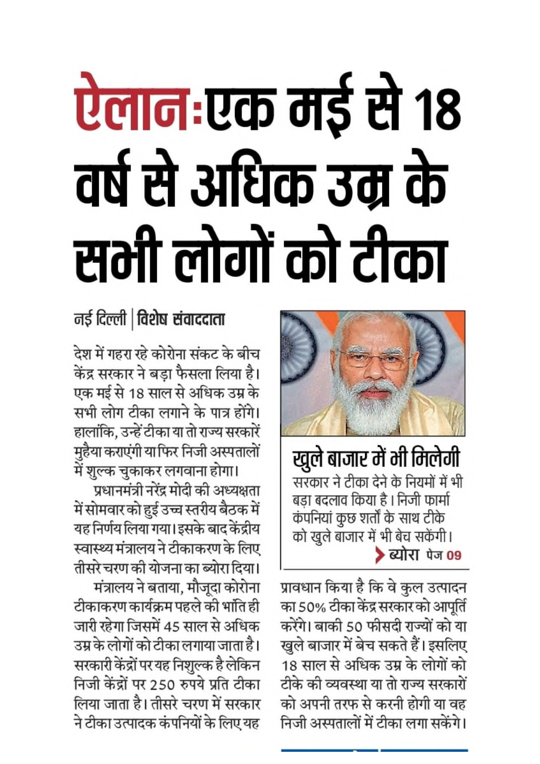# ऐलान:एक मई से 18 वर्ष से अधिक उम्र के सभी लोगों को टीका

**नई दिल्ली | विशेष संवाददाता**

देश में गहरा रहे कोरोना संकट के बीच केंद्र सरकार ने बड़ा फैसला लिया है। एक मई से 18 साल से अधिक उम्र के सभी लोग टीका लगाने के पात्र होंगे। हालांकि, उन्हें टीका या तो राज्य सरकारें मुहैया कराएंगी या फिर निजी अस्पतालों में शुल्क चुकाकर लगवाना होगा।

प्रधानमंत्री नरेंद्र मोदी की अध्यक्षता में सोमवार को हुई उच्च स्तरीय बैठक में यह निर्णय लिया गया। इसके बाद केंद्रीय स्वास्थ्य मंत्रालय ने टीकाकरण के लिए तीसरे चरण की योजना का ब्योरा दिया।

मंत्रालय ने बताया, मौजूदा कोरोना टीकाकरण कार्यक्रम पहले की भांति ही जारी रहेगा जिसमें 45 साल से अधिक उम्र के लोगों को टीका लगाया जाता है। सरकारी केंद्रों पर यह निशुल्क है लेकिन निजी केंद्रों पर 250 रुपये प्रति टीका लिया जाता है। तीसरे चरण में सरकार ने टीका उत्पादक कंपनियों के लिए यह प्रावधान किया है कि वे कुल उत्पादन का 50% टीका केंद्र सरकार को आपूर्ति करेंगे। बाकी 50 फीसदी राज्यों को या खुले बाजार में बेच सकते हैं। इसलिए 18 साल से अधिक उम्र के लोगों को टीके की व्यवस्था या तो राज्य सरकारों को अपनी तरफ से करनी होगी या वह निजी अस्पतालों में टीका लगा सकेंगे।

## खुले बाजार में भी मिलेगी

सरकार ने टीका देने के नियमों में भी बड़ा बदलाव किया है। निजी फार्मा कंपनियां कुछ शर्तों के साथ टीके को खुले बाजार में भी बेच सकेंगी।

**> ब्योरा पेज 09**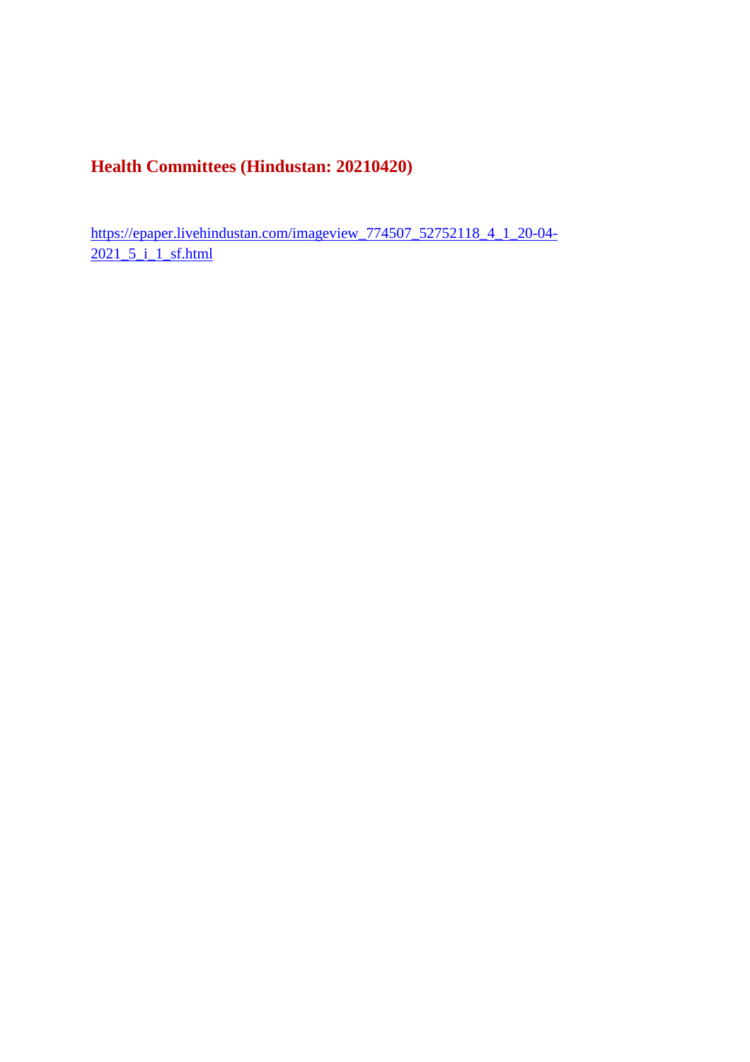## Health Committees (Hindustan: 20210420)

https://epaper.livehindustan.com/imageview_774507_52752118_4_1_20-04-2021_5_i_1_sf.html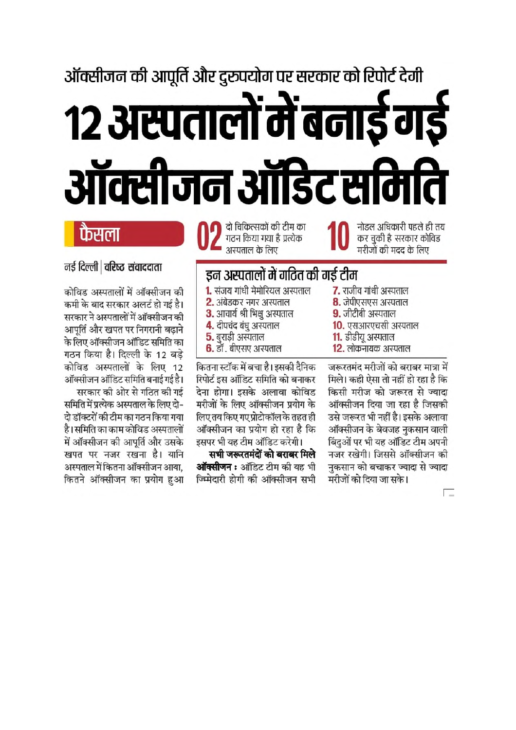ऑक्सीजन की आपूर्ति और दुरुपयोग पर सरकार को रिपोर्ट देगी

# 12 अस्पतालों में बनाई गई ऑक्सीजन ऑडिट समिति

**फैसला**

**02** दो चिकित्सकों की टीम का गठन किया गया है प्रत्येक अस्पताल के लिए

**10** नोडल अधिकारी पहले ही तय कर चुकी है सरकार कोविड मरीजों की मदद के लिए

**नई दिल्ली | वरिष्ठ संवाददाता**

कोविड अस्पतालों में ऑक्सीजन की कमी के बाद सरकार अलर्ट हो गई है। सरकार ने अस्पतालों में ऑक्सीजन की आपूर्ति और खपत पर निगरानी बढ़ाने के लिए ऑक्सीजन ऑडिट समिति का गठन किया है। दिल्ली के 12 बड़े कोविड अस्पतालों के लिए 12 ऑक्सीजन ऑडिट समिति बनाई गई है।

सरकार की ओर से गठित की गई समिति में प्रत्येक अस्पताल के लिए दो-दो डॉक्टरों की टीम का गठन किया गया है। समिति का काम कोविड अस्पतालों में ऑक्सीजन की आपूर्ति और उसके खपत पर नजर रखना है। यानि अस्पताल में कितना ऑक्सीजन आया, कितने ऑक्सीजन का प्रयोग हुआ कितना स्टॉक में बचा है। इसकी दैनिक रिपोर्ट इस ऑडिट समिति को बनाकर देना होगा। इसके अलावा कोविड मरीजों के लिए ऑक्सीजन प्रयोग के लिए तय किए गए प्रोटोकॉल के तहत ही ऑक्सीजन का प्रयोग हो रहा है कि इसपर भी यह टीम ऑडिट करेगी।

**सभी जरूरतमंदों को बराबर मिले ऑक्सीजन :** ऑडिट टीम की यह भी जिम्मेदारी होगी की ऑक्सीजन सभी जरूरतमंद मरीजों को बराबर मात्रा में मिले। कही ऐसा तो नहीं हो रहा है कि किसी मरीज को जरूरत से ज्यादा ऑक्सीजन दिया जा रहा है जिसकी उसे जरूरत भी नहीं है। इसके अलावा ऑक्सीजन के बेवजह नुकसान वाली बिंदुओं पर भी यह ऑडिट टीम अपनी नजर रखेगी। जिससे ऑक्सीजन की नुकसान को बचाकर ज्यादा से ज्यादा मरीजों को दिया जा सके।

## इन अस्पतालों में गठित की गई टीम

1. संजय गांधी मेमोरियल अस्पताल
2. अंबेडकर नगर अस्पताल
3. आचार्य श्री भिक्षु अस्पताल
4. दीपचंद बंधु अस्पताल
5. बुराड़ी अस्पताल
6. डॉ. बीएसए अस्पताल
7. राजीव गांधी अस्पताल
8. जेपीएसएस अस्पताल
9. जीटीबी अस्पताल
10. एसआरएचसी अस्पताल
11. डीडीयू अस्पताल
12. लोकनायक अस्पताल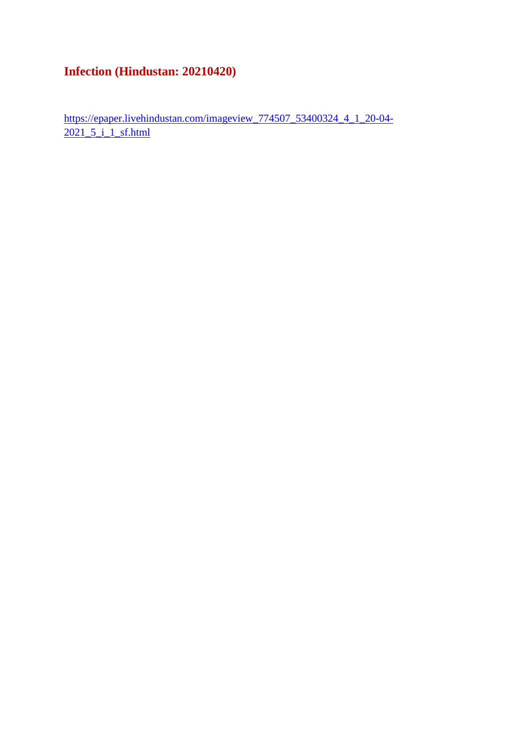# Infection (Hindustan: 20210420)

https://epaper.livehindustan.com/imageview_774507_53400324_4_1_20-04-2021_5_i_1_sf.html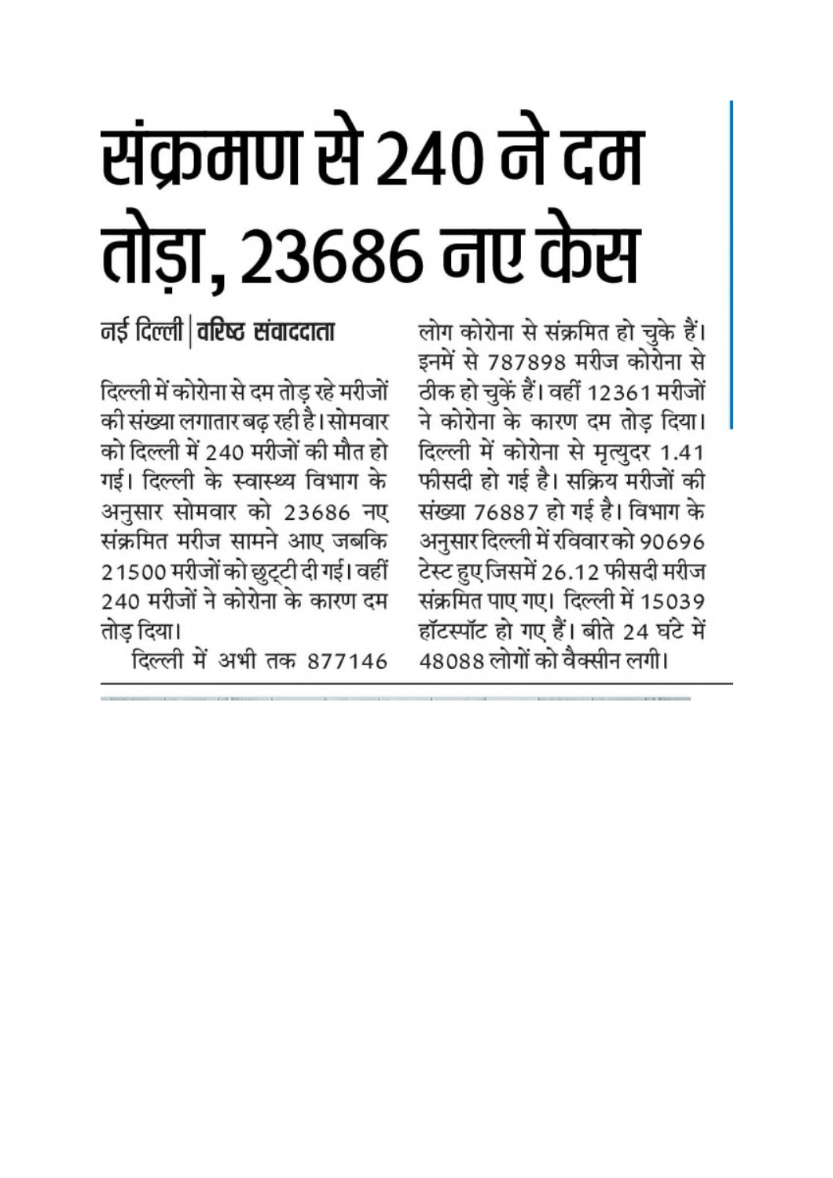# संक्रमण से 240 ने दम तोड़ा, 23686 नए केस

**नई दिल्ली | वरिष्ठ संवाददाता**

दिल्ली में कोरोना से दम तोड़ रहे मरीजों की संख्या लगातार बढ़ रही है। सोमवार को दिल्ली में 240 मरीजों की मौत हो गई। दिल्ली के स्वास्थ्य विभाग के अनुसार सोमवार को 23686 नए संक्रमित मरीज सामने आए जबकि 21500 मरीजों को छुट्टी दी गई। वहीं 240 मरीजों ने कोरोना के कारण दम तोड़ दिया।

दिल्ली में अभी तक 877146 लोग कोरोना से संक्रमित हो चुके हैं। इनमें से 787898 मरीज कोरोना से ठीक हो चुकें हैं। वहीं 12361 मरीजों ने कोरोना के कारण दम तोड़ दिया। दिल्ली में कोरोना से मृत्युदर 1.41 फीसदी हो गई है। सक्रिय मरीजों की संख्या 76887 हो गई है। विभाग के अनुसार दिल्ली में रविवार को 90696 टेस्ट हुए जिसमें 26.12 फीसदी मरीज संक्रमित पाए गए। दिल्ली में 15039 हॉटस्पॉट हो गए हैं। बीते 24 घंटे में 48088 लोगों को वैक्सीन लगी।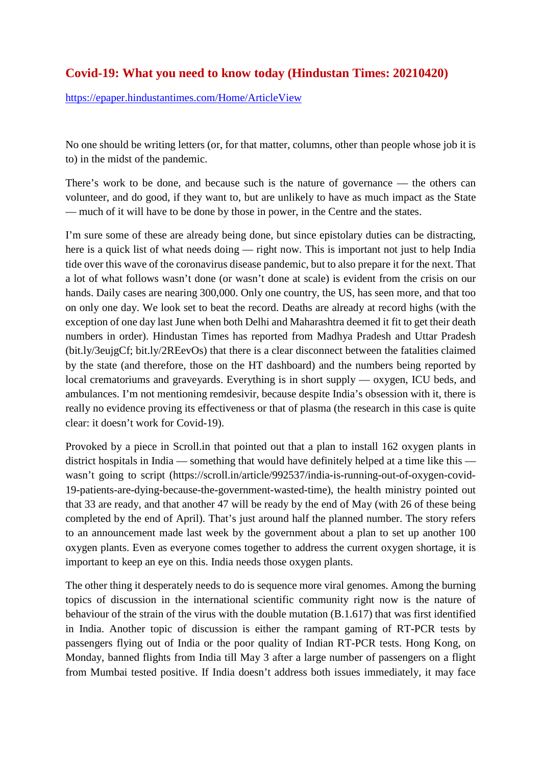## Covid-19: What you need to know today (Hindustan Times: 20210420)

https://epaper.hindustantimes.com/Home/ArticleView

No one should be writing letters (or, for that matter, columns, other than people whose job it is to) in the midst of the pandemic.

There's work to be done, and because such is the nature of governance — the others can volunteer, and do good, if they want to, but are unlikely to have as much impact as the State — much of it will have to be done by those in power, in the Centre and the states.

I'm sure some of these are already being done, but since epistolary duties can be distracting, here is a quick list of what needs doing — right now. This is important not just to help India tide over this wave of the coronavirus disease pandemic, but to also prepare it for the next. That a lot of what follows wasn't done (or wasn't done at scale) is evident from the crisis on our hands. Daily cases are nearing 300,000. Only one country, the US, has seen more, and that too on only one day. We look set to beat the record. Deaths are already at record highs (with the exception of one day last June when both Delhi and Maharashtra deemed it fit to get their death numbers in order). Hindustan Times has reported from Madhya Pradesh and Uttar Pradesh (bit.ly/3eujgCf; bit.ly/2REevOs) that there is a clear disconnect between the fatalities claimed by the state (and therefore, those on the HT dashboard) and the numbers being reported by local crematoriums and graveyards. Everything is in short supply — oxygen, ICU beds, and ambulances. I'm not mentioning remdesivir, because despite India's obsession with it, there is really no evidence proving its effectiveness or that of plasma (the research in this case is quite clear: it doesn't work for Covid-19).

Provoked by a piece in Scroll.in that pointed out that a plan to install 162 oxygen plants in district hospitals in India — something that would have definitely helped at a time like this — wasn't going to script (https://scroll.in/article/992537/india-is-running-out-of-oxygen-covid-19-patients-are-dying-because-the-government-wasted-time), the health ministry pointed out that 33 are ready, and that another 47 will be ready by the end of May (with 26 of these being completed by the end of April). That's just around half the planned number. The story refers to an announcement made last week by the government about a plan to set up another 100 oxygen plants. Even as everyone comes together to address the current oxygen shortage, it is important to keep an eye on this. India needs those oxygen plants.

The other thing it desperately needs to do is sequence more viral genomes. Among the burning topics of discussion in the international scientific community right now is the nature of behaviour of the strain of the virus with the double mutation (B.1.617) that was first identified in India. Another topic of discussion is either the rampant gaming of RT-PCR tests by passengers flying out of India or the poor quality of Indian RT-PCR tests. Hong Kong, on Monday, banned flights from India till May 3 after a large number of passengers on a flight from Mumbai tested positive. If India doesn't address both issues immediately, it may face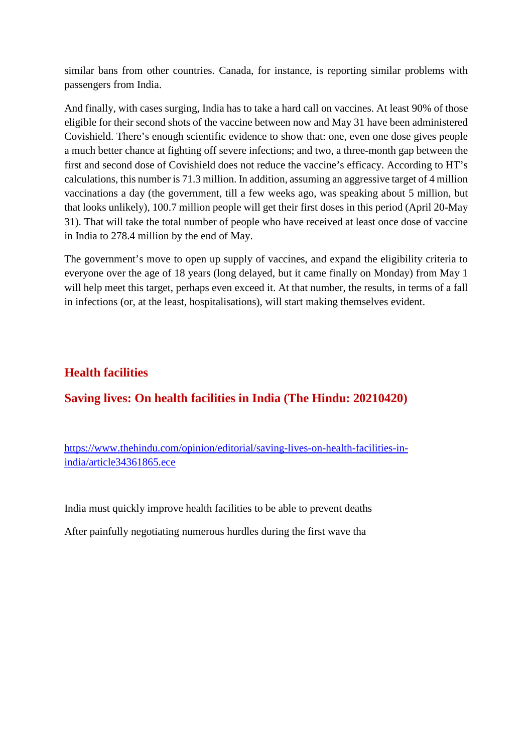similar bans from other countries. Canada, for instance, is reporting similar problems with passengers from India.

And finally, with cases surging, India has to take a hard call on vaccines. At least 90% of those eligible for their second shots of the vaccine between now and May 31 have been administered Covishield. There's enough scientific evidence to show that: one, even one dose gives people a much better chance at fighting off severe infections; and two, a three-month gap between the first and second dose of Covishield does not reduce the vaccine's efficacy. According to HT's calculations, this number is 71.3 million. In addition, assuming an aggressive target of 4 million vaccinations a day (the government, till a few weeks ago, was speaking about 5 million, but that looks unlikely), 100.7 million people will get their first doses in this period (April 20-May 31). That will take the total number of people who have received at least once dose of vaccine in India to 278.4 million by the end of May.

The government's move to open up supply of vaccines, and expand the eligibility criteria to everyone over the age of 18 years (long delayed, but it came finally on Monday) from May 1 will help meet this target, perhaps even exceed it. At that number, the results, in terms of a fall in infections (or, at the least, hospitalisations), will start making themselves evident.

## Health facilities

## Saving lives: On health facilities in India (The Hindu: 20210420)

[https://www.thehindu.com/opinion/editorial/saving-lives-on-health-facilities-in-india/article34361865.ece](https://www.thehindu.com/opinion/editorial/saving-lives-on-health-facilities-in-india/article34361865.ece)

India must quickly improve health facilities to be able to prevent deaths

After painfully negotiating numerous hurdles during the first wave tha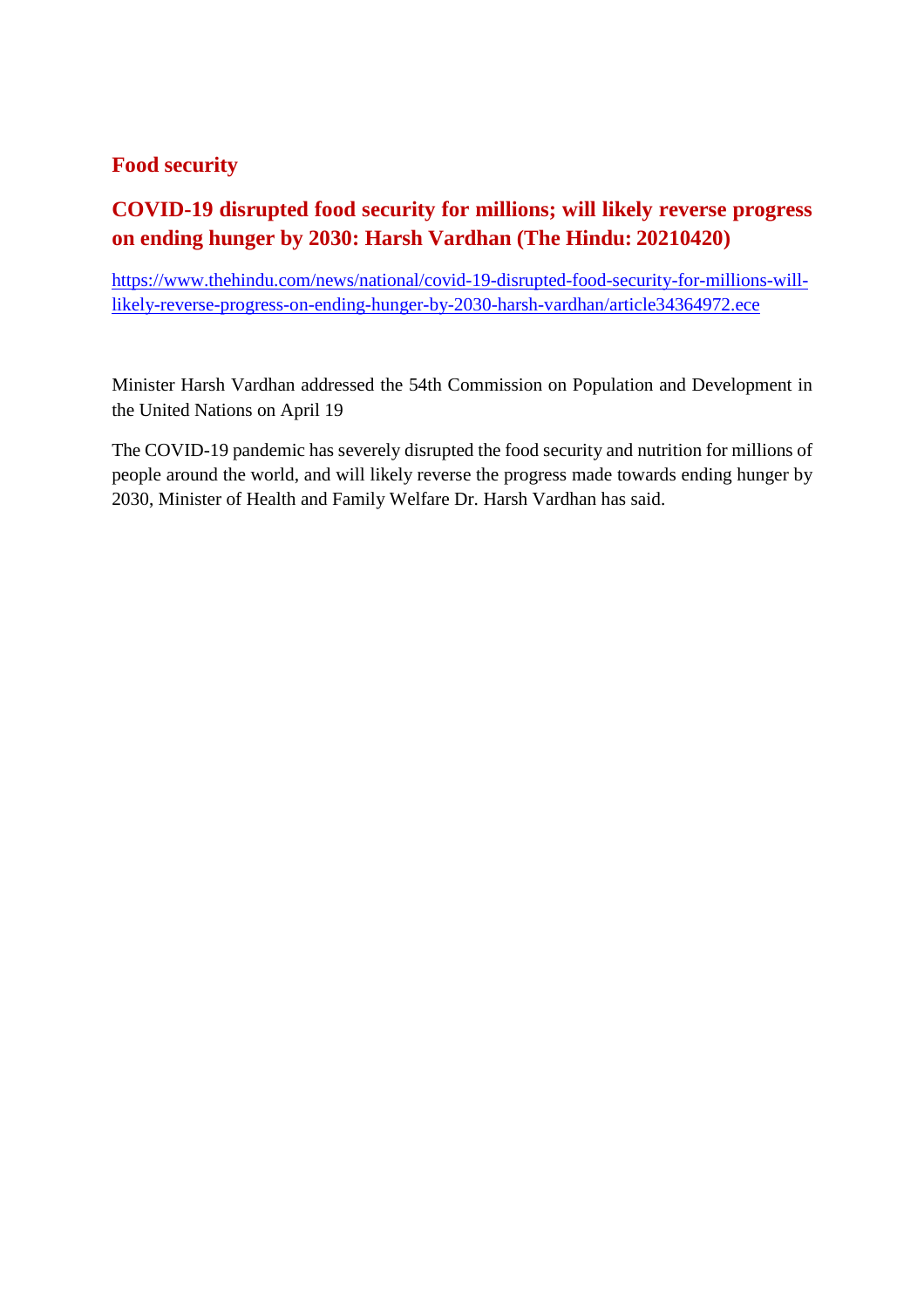## Food security

### COVID-19 disrupted food security for millions; will likely reverse progress on ending hunger by 2030: Harsh Vardhan (The Hindu: 20210420)

https://www.thehindu.com/news/national/covid-19-disrupted-food-security-for-millions-will-likely-reverse-progress-on-ending-hunger-by-2030-harsh-vardhan/article34364972.ece

Minister Harsh Vardhan addressed the 54th Commission on Population and Development in the United Nations on April 19

The COVID-19 pandemic has severely disrupted the food security and nutrition for millions of people around the world, and will likely reverse the progress made towards ending hunger by 2030, Minister of Health and Family Welfare Dr. Harsh Vardhan has said.